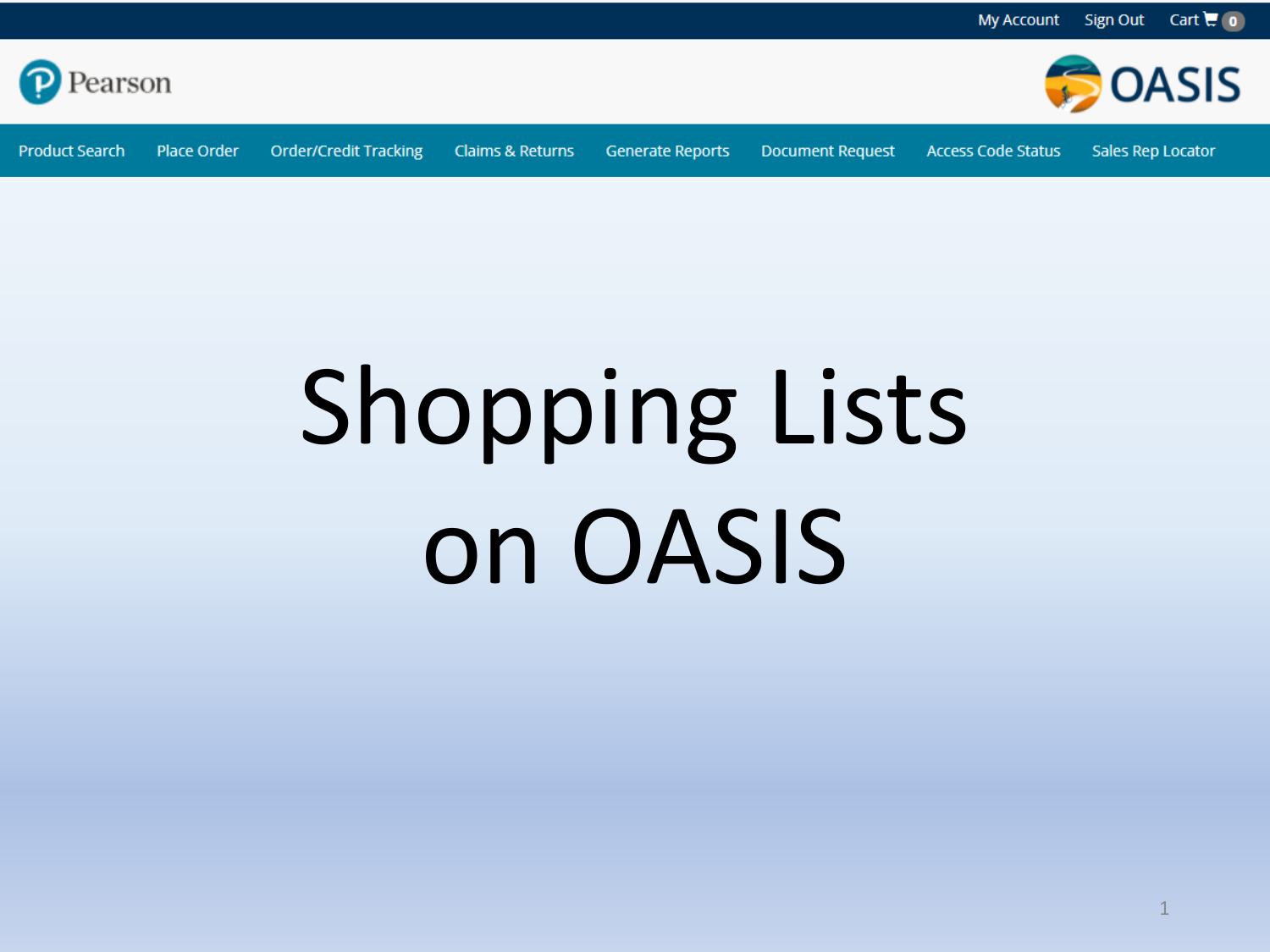My Account Sign Out Cart 0

Pearson

OASIS

Product Search | Place Order | Order/Credit Tracking | Claims & Returns | Generate Reports | Document Request | Access Code Status | Sales Rep Locator

# Shopping Lists on OASIS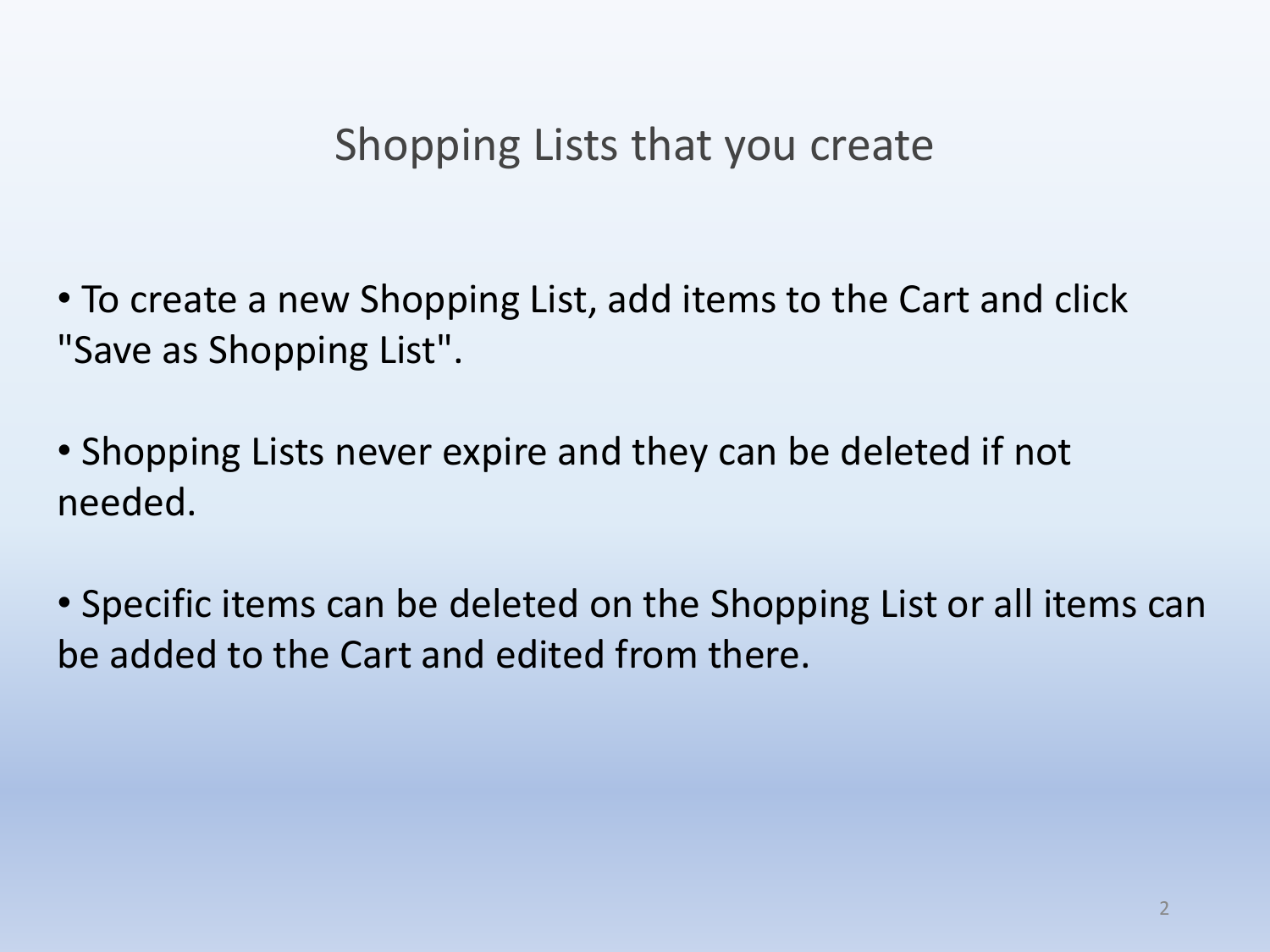# Shopping Lists that you create

- To create a new Shopping List, add items to the Cart and click "Save as Shopping List".

- Shopping Lists never expire and they can be deleted if not needed.

- Specific items can be deleted on the Shopping List or all items can be added to the Cart and edited from there.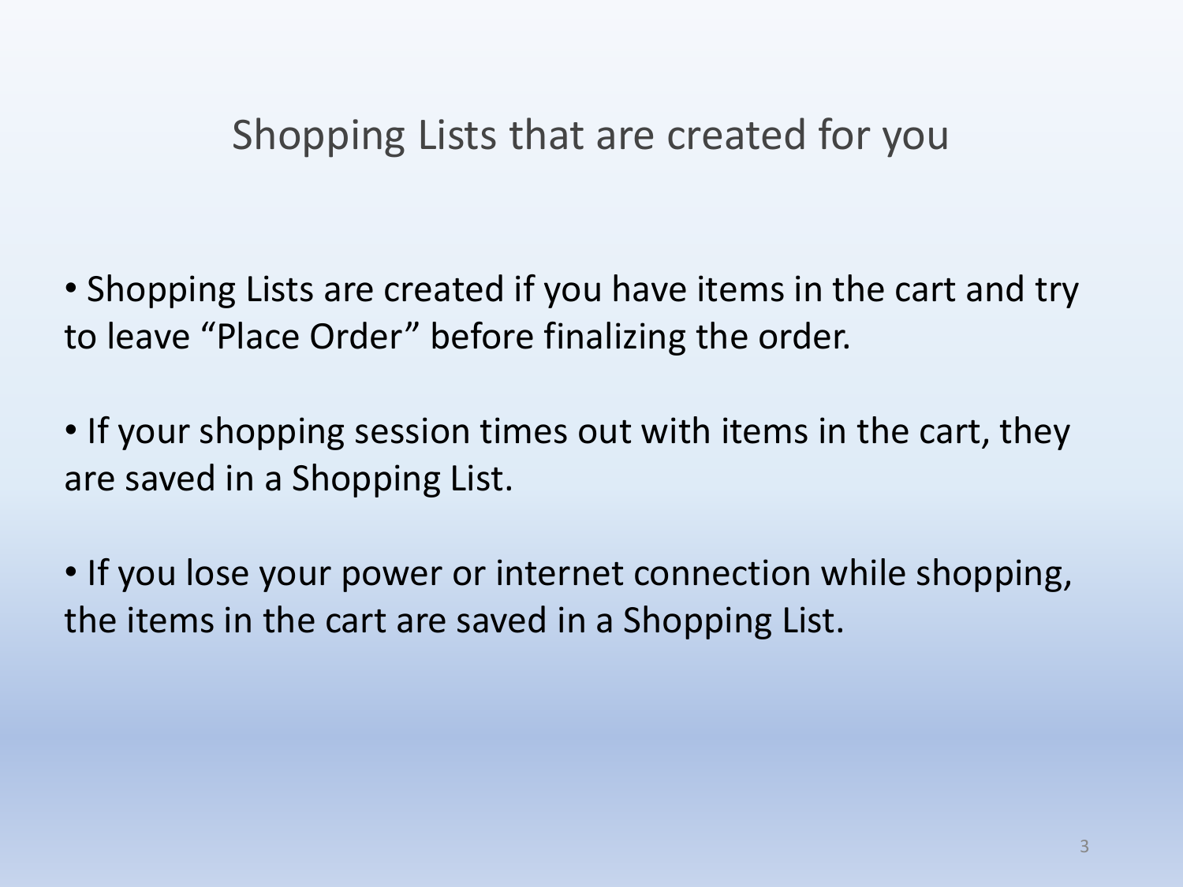# Shopping Lists that are created for you

- Shopping Lists are created if you have items in the cart and try to leave "Place Order" before finalizing the order.

- If your shopping session times out with items in the cart, they are saved in a Shopping List.

- If you lose your power or internet connection while shopping, the items in the cart are saved in a Shopping List.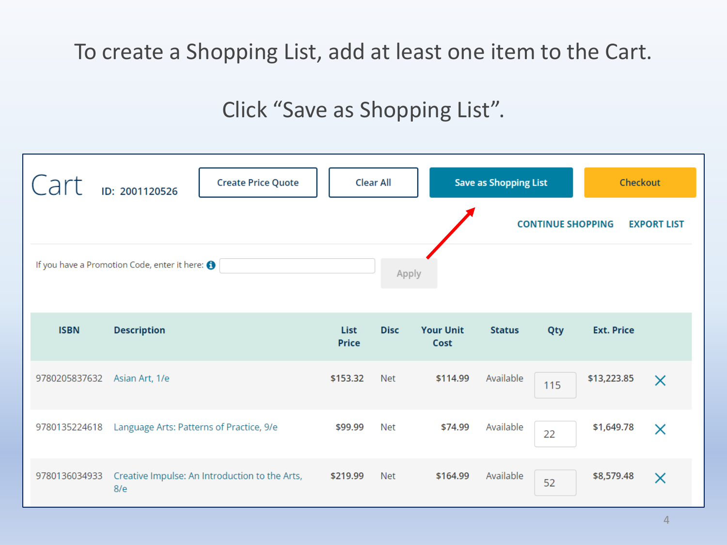To create a Shopping List, add at least one item to the Cart.

Click “Save as Shopping List”.

# Cart

ID: 2001120526

Create Price Quote | Clear All | Save as Shopping List | Checkout

CONTINUE SHOPPING EXPORT LIST

If you have a Promotion Code, enter it here: Apply

| ISBN | Description | List Price | Disc | Your Unit Cost | Status | Qty | Ext. Price |
|---|---|---|---|---|---|---|---|
| 9780205837632 | Asian Art, 1/e | $153.32 | Net | $114.99 | Available | 115 | $13,223.85 |
| 9780135224618 | Language Arts: Patterns of Practice, 9/e | $99.99 | Net | $74.99 | Available | 22 | $1,649.78 |
| 9780136034933 | Creative Impulse: An Introduction to the Arts, 8/e | $219.99 | Net | $164.99 | Available | 52 | $8,579.48 |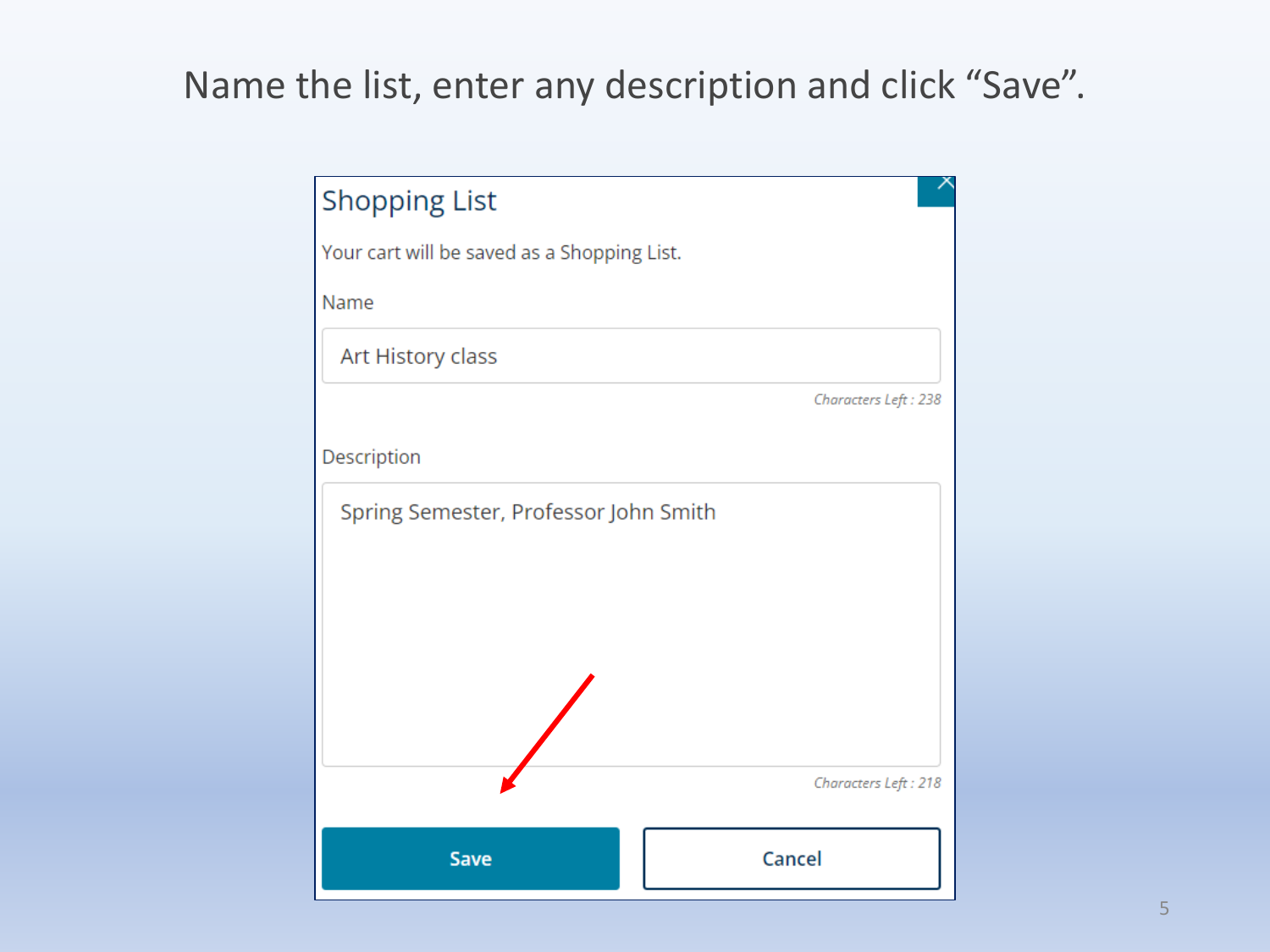Name the list, enter any description and click "Save".

## Shopping List

Your cart will be saved as a Shopping List.

Name

Art History class

*Characters Left : 238*

Description

Spring Semester, Professor John Smith

*Characters Left : 218*

**Save** | **Cancel**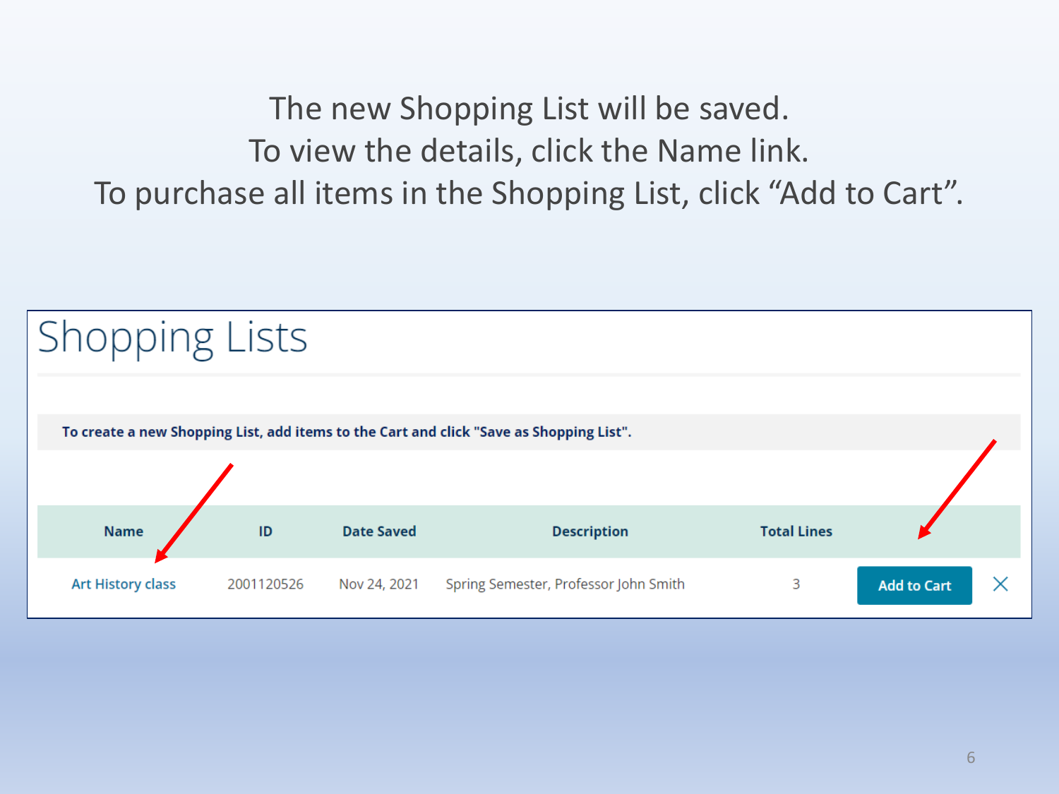The new Shopping List will be saved.
To view the details, click the Name link.
To purchase all items in the Shopping List, click "Add to Cart".

# Shopping Lists

**To create a new Shopping List, add items to the Cart and click "Save as Shopping List".**

| Name | ID | Date Saved | Description | Total Lines | | |
|---|---|---|---|---|---|---|
| Art History class | 2001120526 | Nov 24, 2021 | Spring Semester, Professor John Smith | 3 | Add to Cart | X |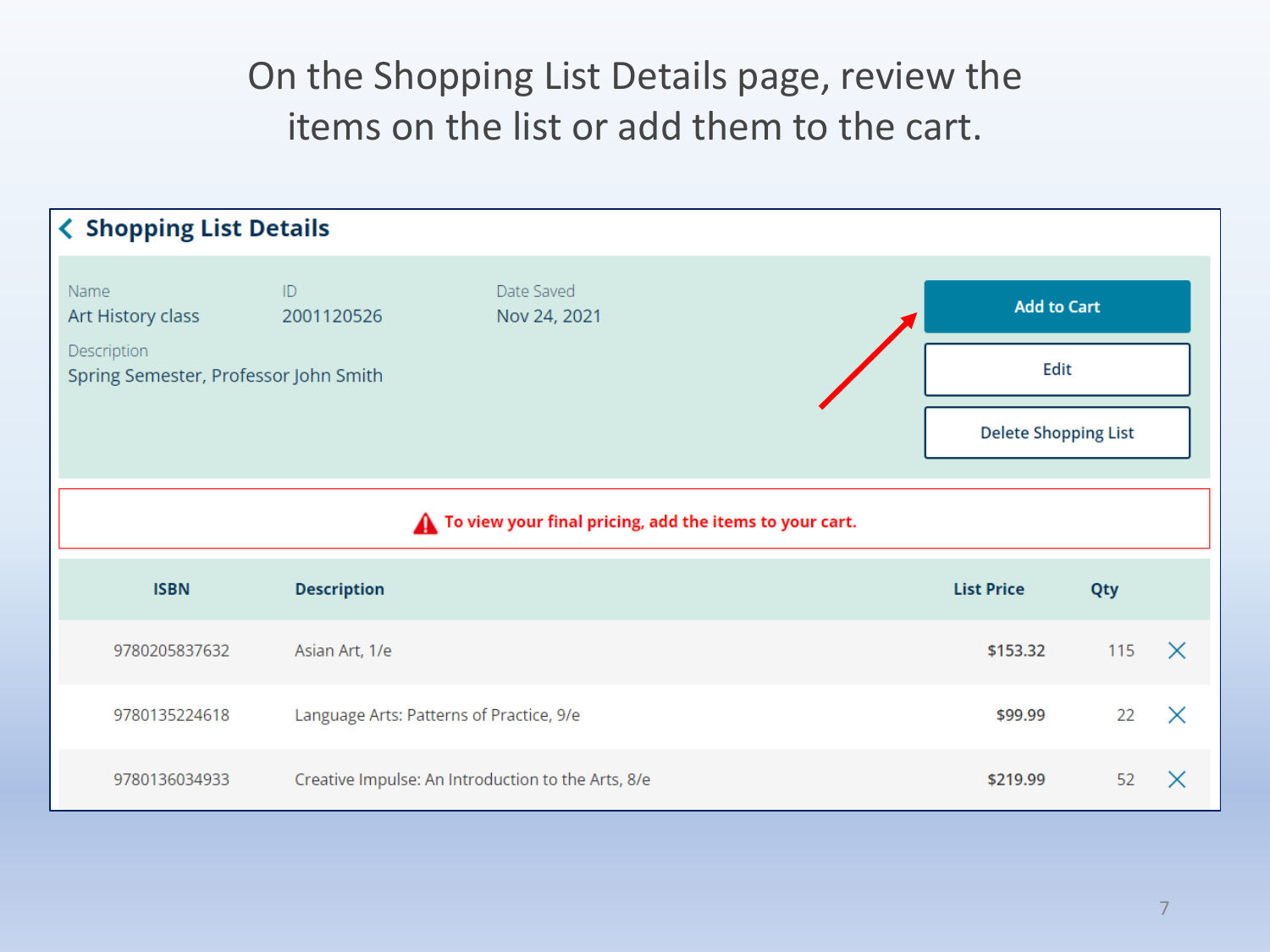On the Shopping List Details page, review the items on the list or add them to the cart.

## Shopping List Details

Name
Art History class

ID
2001120526

Date Saved
Nov 24, 2021

Description
Spring Semester, Professor John Smith

**Add to Cart**

**Edit**

**Delete Shopping List**

**To view your final pricing, add the items to your cart.**

| ISBN | Description | List Price | Qty |
|---|---|---|---|
| 9780205837632 | Asian Art, 1/e | $153.32 | 115 |
| 9780135224618 | Language Arts: Patterns of Practice, 9/e | $99.99 | 22 |
| 9780136034933 | Creative Impulse: An Introduction to the Arts, 8/e | $219.99 | 52 |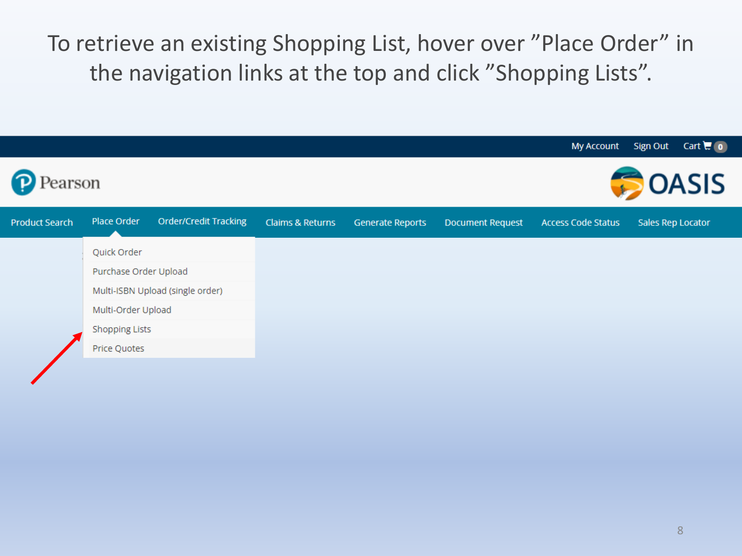To retrieve an existing Shopping List, hover over "Place Order" in the navigation links at the top and click "Shopping Lists".

My Account Sign Out Cart 0

Pearson

OASIS

Product Search | Place Order | Order/Credit Tracking | Claims & Returns | Generate Reports | Document Request | Access Code Status | Sales Rep Locator

- Quick Order
- Purchase Order Upload
- Multi-ISBN Upload (single order)
- Multi-Order Upload
- Shopping Lists
- Price Quotes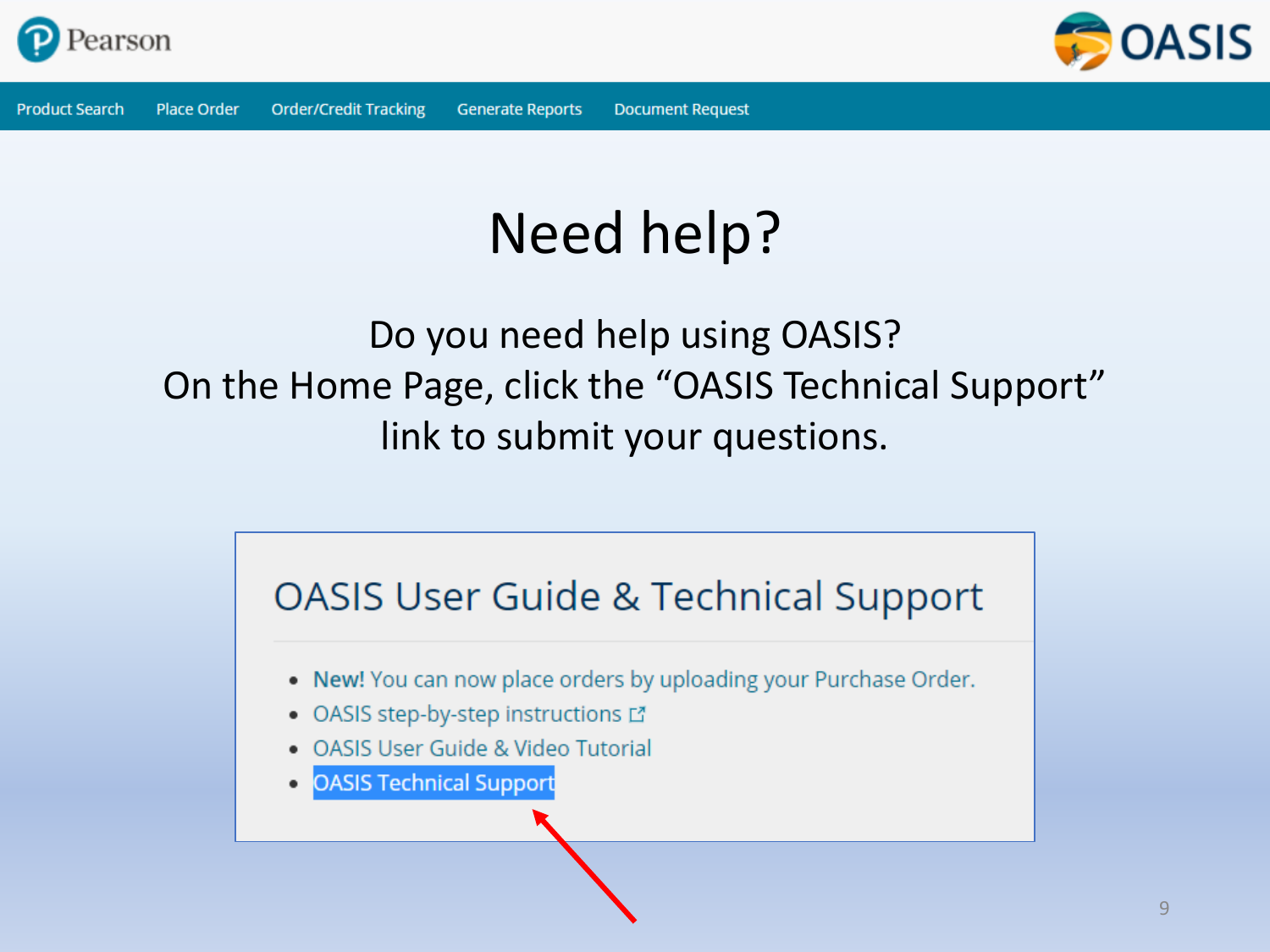# Need help?

Do you need help using OASIS?
On the Home Page, click the "OASIS Technical Support" link to submit your questions.

## OASIS User Guide & Technical Support

- **New!** You can now place orders by uploading your Purchase Order.
- OASIS step-by-step instructions
- OASIS User Guide & Video Tutorial
- OASIS Technical Support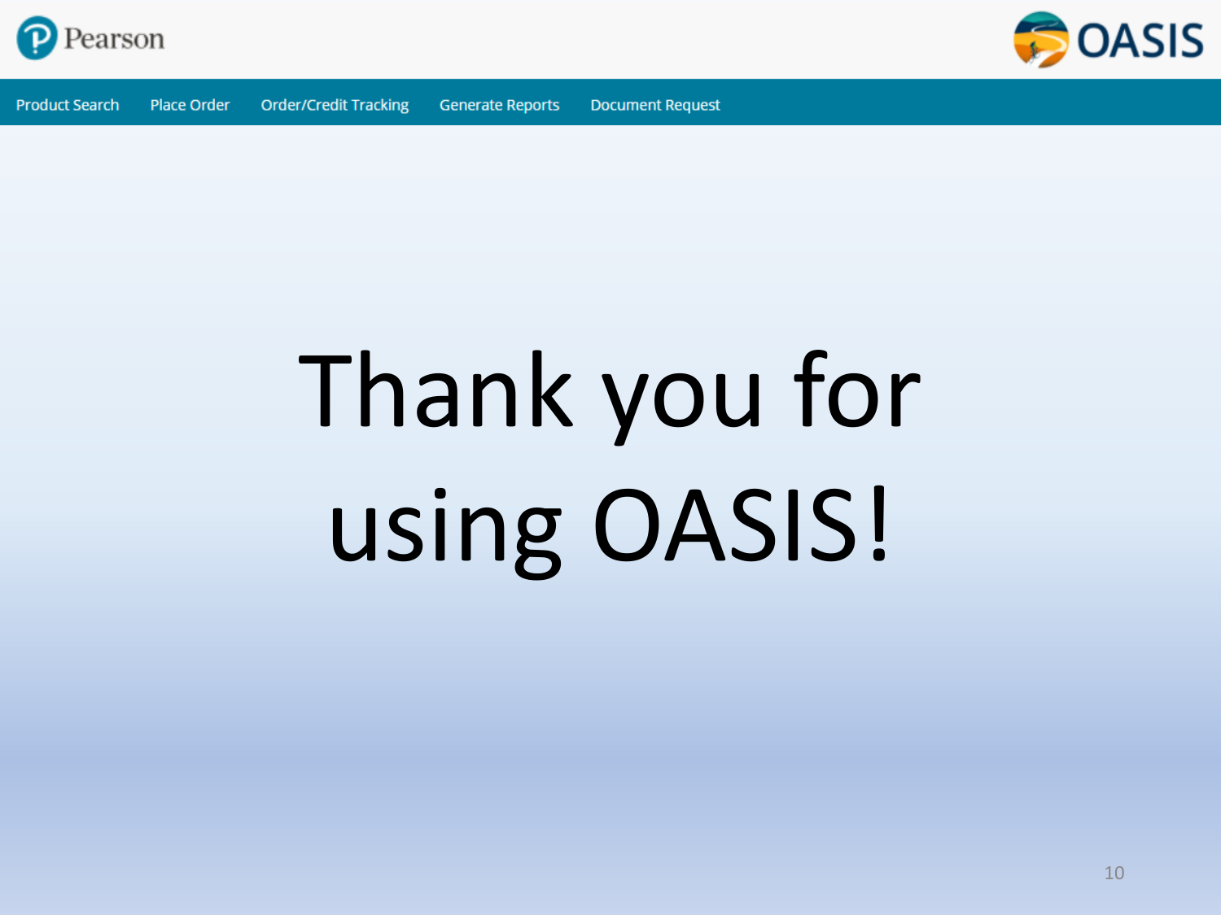Pearson

OASIS

Product Search | Place Order | Order/Credit Tracking | Generate Reports | Document Request

# Thank you for using OASIS!